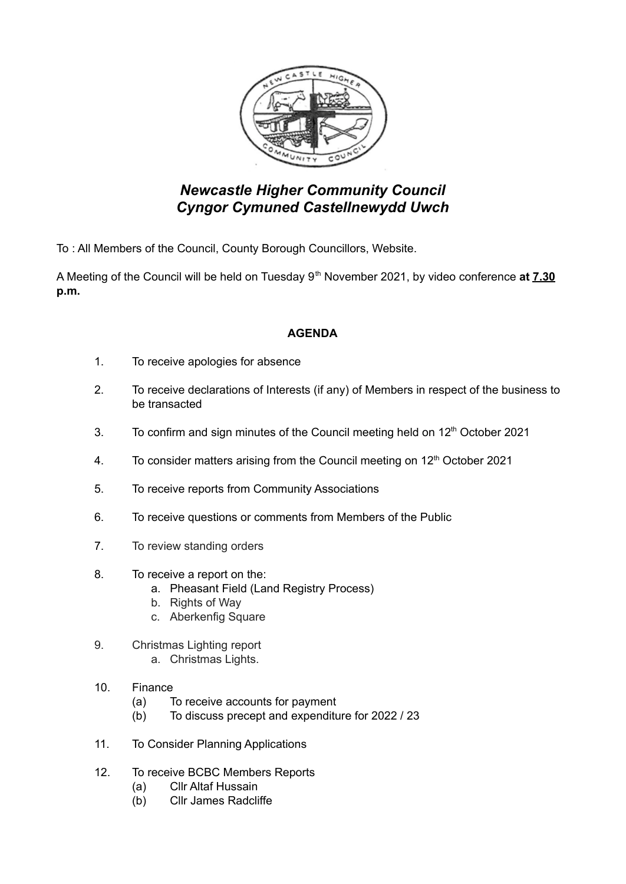# *Newcastle Higher Community Council*
# *Cyngor Cymuned Castellnewydd Uwch*

To : All Members of the Council, County Borough Councillors, Website.

A Meeting of the Council will be held on Tuesday 9th November 2021, by video conference **at <u>7.30</u> p.m.**

**AGENDA**

1. To receive apologies for absence
2. To receive declarations of Interests (if any) of Members in respect of the business to be transacted
3. To confirm and sign minutes of the Council meeting held on 12th October 2021
4. To consider matters arising from the Council meeting on 12th October 2021
5. To receive reports from Community Associations
6. To receive questions or comments from Members of the Public
7. To review standing orders
8. To receive a report on the:
    a. Pheasant Field (Land Registry Process)
    b. Rights of Way
    c. Aberkenfig Square
9. Christmas Lighting report
    a. Christmas Lights.
10. Finance
    (a) To receive accounts for payment
    (b) To discuss precept and expenditure for 2022 / 23
11. To Consider Planning Applications
12. To receive BCBC Members Reports
    (a) Cllr Altaf Hussain
    (b) Cllr James Radcliffe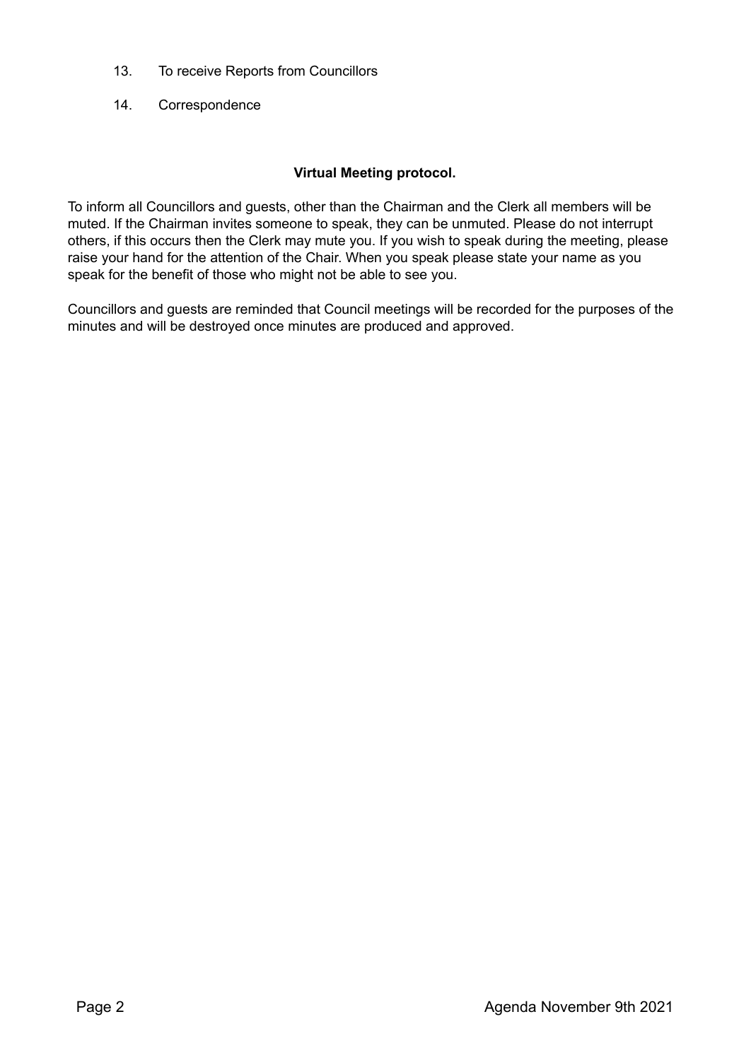13. To receive Reports from Councillors

14. Correspondence

**Virtual Meeting protocol.**

To inform all Councillors and guests, other than the Chairman and the Clerk all members will be muted. If the Chairman invites someone to speak, they can be unmuted. Please do not interrupt others, if this occurs then the Clerk may mute you. If you wish to speak during the meeting, please raise your hand for the attention of the Chair. When you speak please state your name as you speak for the benefit of those who might not be able to see you.

Councillors and guests are reminded that Council meetings will be recorded for the purposes of the minutes and will be destroyed once minutes are produced and approved.